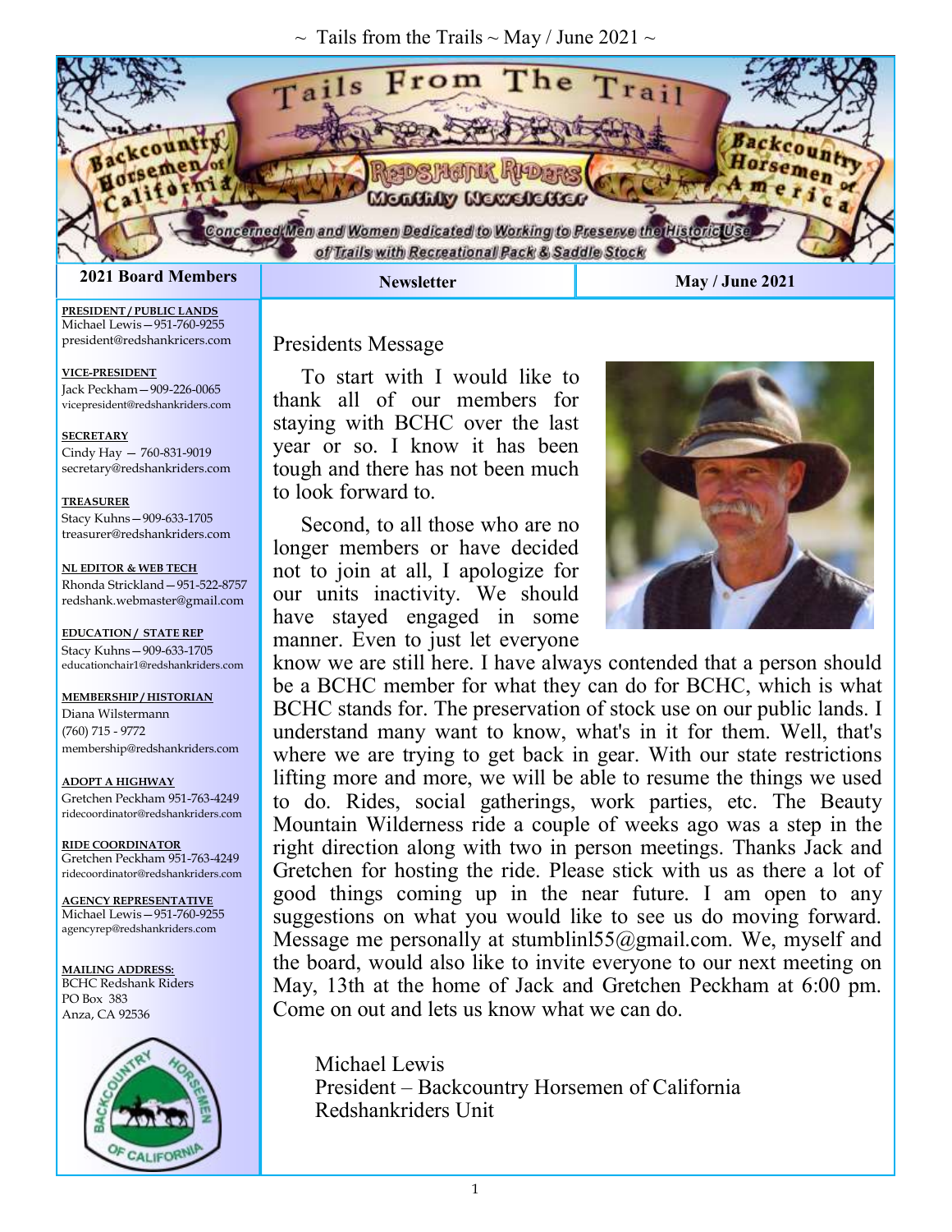# Tails From The Trail

**Backcountry Horsemen of California** · **Redshank Riders Monthly Newsletter** · **Backcountry Horsemen of America**

*Concerned Men and Women Dedicated to Working to Preserve the Historic Use of Trails with Recreational Pack & Saddle Stock*

| 2021 Board Members | Newsletter | May / June 2021 |
|---|---|---|

## 2021 Board Members

**PRESIDENT / PUBLIC LANDS**
Michael Lewis—951-760-9255
president@redshankricers.com

**VICE-PRESIDENT**
Jack Peckham—909-226-0065
vicepresident@redshankriders.com

**SECRETARY**
Cindy Hay — 760-831-9019
secretary@redshankriders.com

**TREASURER**
Stacy Kuhns—909-633-1705
treasurer@redshankriders.com

**NL EDITOR & WEB TECH**
Rhonda Strickland—951-522-8757
redshank.webmaster@gmail.com

**EDUCATION / STATE REP**
Stacy Kuhns—909-633-1705
educationchair1@redshankriders.com

**MEMBERSHIP / HISTORIAN**
Diana Wilstermann
(760) 715 - 9772
membership@redshankriders.com

**ADOPT A HIGHWAY**
Gretchen Peckham 951-763-4249
ridecoordinator@redshankriders.com

**RIDE COORDINATOR**
Gretchen Peckham 951-763-4249
ridecoordinator@redshankriders.com

**AGENCY REPRESENTATIVE**
Michael Lewis—951-760-9255
agencyrep@redshankriders.com

**MAILING ADDRESS:**
BCHC Redshank Riders
PO Box 383
Anza, CA 92536

## Presidents Message

To start with I would like to thank all of our members for staying with BCHC over the last year or so. I know it has been tough and there has not been much to look forward to.

Second, to all those who are no longer members or have decided not to join at all, I apologize for our units inactivity. We should have stayed engaged in some manner. Even to just let everyone know we are still here. I have always contended that a person should be a BCHC member for what they can do for BCHC, which is what BCHC stands for. The preservation of stock use on our public lands. I understand many want to know, what's in it for them. Well, that's where we are trying to get back in gear. With our state restrictions lifting more and more, we will be able to resume the things we used to do. Rides, social gatherings, work parties, etc. The Beauty Mountain Wilderness ride a couple of weeks ago was a step in the right direction along with two in person meetings. Thanks Jack and Gretchen for hosting the ride. Please stick with us as there a lot of good things coming up in the near future. I am open to any suggestions on what you would like to see us do moving forward. Message me personally at stumblinl55@gmail.com. We, myself and the board, would also like to invite everyone to our next meeting on May, 13th at the home of Jack and Gretchen Peckham at 6:00 pm. Come on out and lets us know what we can do.

Michael Lewis
President – Backcountry Horsemen of California
Redshankriders Unit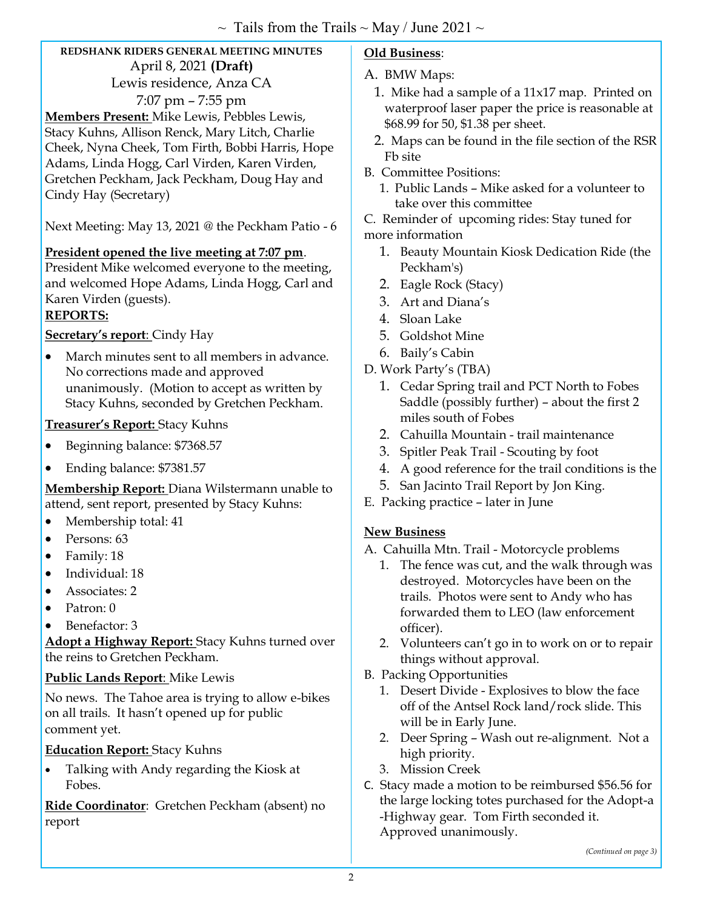**REDSHANK RIDERS GENERAL MEETING MINUTES**

April 8, 2021 **(Draft)**

Lewis residence, Anza CA

7:07 pm – 7:55 pm

**Members Present:** Mike Lewis, Pebbles Lewis, Stacy Kuhns, Allison Renck, Mary Litch, Charlie Cheek, Nyna Cheek, Tom Firth, Bobbi Harris, Hope Adams, Linda Hogg, Carl Virden, Karen Virden, Gretchen Peckham, Jack Peckham, Doug Hay and Cindy Hay (Secretary)

Next Meeting: May 13, 2021 @ the Peckham Patio - 6

**President opened the live meeting at 7:07 pm**. President Mike welcomed everyone to the meeting, and welcomed Hope Adams, Linda Hogg, Carl and Karen Virden (guests).

**REPORTS:**

**Secretary's report**: Cindy Hay

- March minutes sent to all members in advance. No corrections made and approved unanimously. (Motion to accept as written by Stacy Kuhns, seconded by Gretchen Peckham.

**Treasurer's Report:** Stacy Kuhns

- Beginning balance: $7368.57
- Ending balance: $7381.57

**Membership Report:** Diana Wilstermann unable to attend, sent report, presented by Stacy Kuhns:

- Membership total: 41
- Persons: 63
- Family: 18
- Individual: 18
- Associates: 2
- Patron: 0
- Benefactor: 3

**Adopt a Highway Report:** Stacy Kuhns turned over the reins to Gretchen Peckham.

**Public Lands Report**: Mike Lewis

No news. The Tahoe area is trying to allow e-bikes on all trails. It hasn't opened up for public comment yet.

**Education Report:** Stacy Kuhns

- Talking with Andy regarding the Kiosk at Fobes.

**Ride Coordinator**: Gretchen Peckham (absent) no report

**Old Business**:

A. BMW Maps:
   1. Mike had a sample of a 11x17 map. Printed on waterproof laser paper the price is reasonable at $68.99 for 50, $1.38 per sheet.
   2. Maps can be found in the file section of the RSR Fb site

B. Committee Positions:
   1. Public Lands – Mike asked for a volunteer to take over this committee

C. Reminder of upcoming rides: Stay tuned for more information
   1. Beauty Mountain Kiosk Dedication Ride (the Peckham's)
   2. Eagle Rock (Stacy)
   3. Art and Diana's
   4. Sloan Lake
   5. Goldshot Mine
   6. Baily's Cabin

D. Work Party's (TBA)
   1. Cedar Spring trail and PCT North to Fobes Saddle (possibly further) – about the first 2 miles south of Fobes
   2. Cahuilla Mountain - trail maintenance
   3. Spitler Peak Trail - Scouting by foot
   4. A good reference for the trail conditions is the
   5. San Jacinto Trail Report by Jon King.

E. Packing practice – later in June

**New Business**

A. Cahuilla Mtn. Trail - Motorcycle problems
   1. The fence was cut, and the walk through was destroyed. Motorcycles have been on the trails. Photos were sent to Andy who has forwarded them to LEO (law enforcement officer).
   2. Volunteers can't go in to work on or to repair things without approval.

B. Packing Opportunities
   1. Desert Divide - Explosives to blow the face off of the Antsel Rock land/rock slide. This will be in Early June.
   2. Deer Spring – Wash out re-alignment. Not a high priority.
   3. Mission Creek

C. Stacy made a motion to be reimbursed $56.56 for the large locking totes purchased for the Adopt-a -Highway gear. Tom Firth seconded it. Approved unanimously.

*(Continued on page 3)*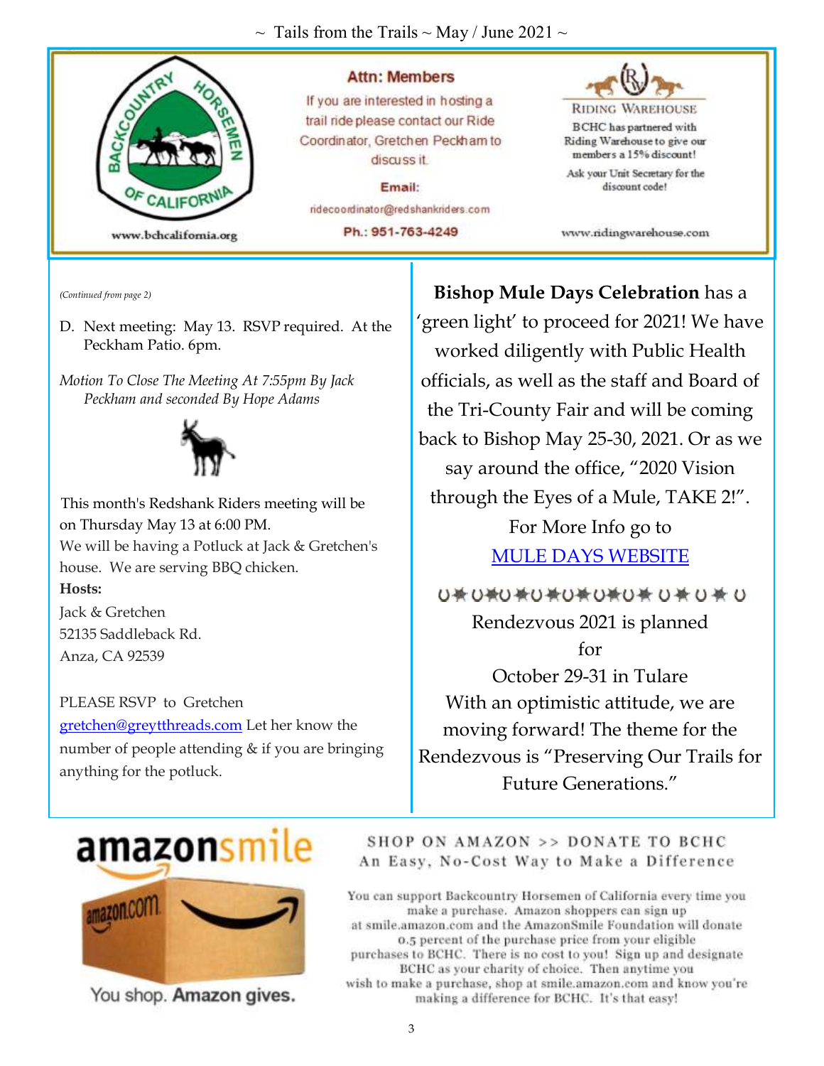www.bchcalifornia.org

**Attn: Members**

If you are interested in hosting a trail ride please contact our Ride Coordinator, Gretchen Peckham to discuss it.

**Email:**

ridecoordinator@redshankriders.com

**Ph.: 951-763-4249**

RIDING WAREHOUSE

BCHC has partnered with Riding Warehouse to give our members a 15% discount!

Ask your Unit Secretary for the discount code!

www.ridingwarehouse.com

*(Continued from page 2)*

D. Next meeting: May 13. RSVP required. At the Peckham Patio. 6pm.

*Motion To Close The Meeting At 7:55pm By Jack Peckham and seconded By Hope Adams*

This month's Redshank Riders meeting will be on Thursday May 13 at 6:00 PM.
We will be having a Potluck at Jack & Gretchen's house. We are serving BBQ chicken.

**Hosts:**
Jack & Gretchen
52135 Saddleback Rd.
Anza, CA 92539

PLEASE RSVP to Gretchen gretchen@greytthreads.com Let her know the number of people attending & if you are bringing anything for the potluck.

**Bishop Mule Days Celebration** has a 'green light' to proceed for 2021! We have worked diligently with Public Health officials, as well as the staff and Board of the Tri-County Fair and will be coming back to Bishop May 25-30, 2021. Or as we say around the office, "2020 Vision through the Eyes of a Mule, TAKE 2!".
For More Info go to
MULE DAYS WEBSITE

Rendezvous 2021 is planned for October 29-31 in Tulare
With an optimistic attitude, we are moving forward! The theme for the Rendezvous is "Preserving Our Trails for Future Generations."

amazonsmile

You shop. Amazon gives.

SHOP ON AMAZON >> DONATE TO BCHC
An Easy, No-Cost Way to Make a Difference

You can support Backcountry Horsemen of California every time you make a purchase. Amazon shoppers can sign up at smile.amazon.com and the AmazonSmile Foundation will donate 0.5 percent of the purchase price from your eligible purchases to BCHC. There is no cost to you! Sign up and designate BCHC as your charity of choice. Then anytime you wish to make a purchase, shop at smile.amazon.com and know you're making a difference for BCHC. It's that easy!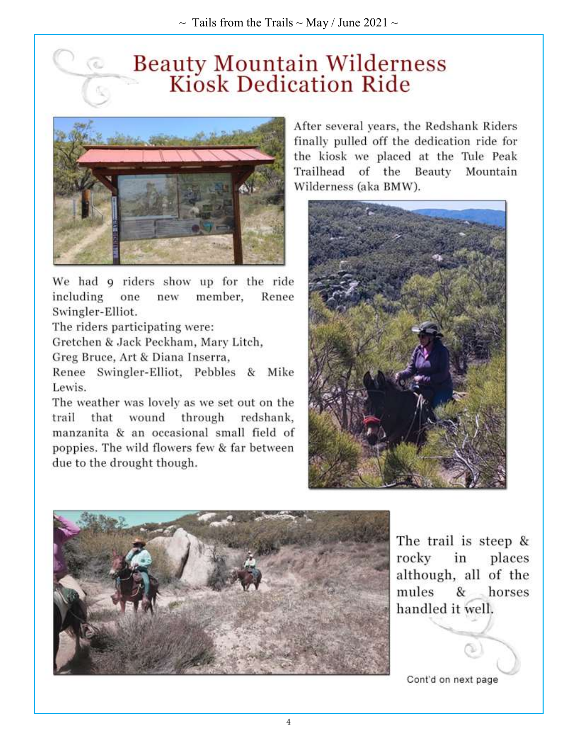# Beauty Mountain Wilderness Kiosk Dedication Ride

After several years, the Redshank Riders finally pulled off the dedication ride for the kiosk we placed at the Tule Peak Trailhead of the Beauty Mountain Wilderness (aka BMW).

We had 9 riders show up for the ride including one new member, Renee Swingler-Elliot.

The riders participating were:
Gretchen & Jack Peckham, Mary Litch,
Greg Bruce, Art & Diana Inserra,
Renee Swingler-Elliot, Pebbles & Mike Lewis.

The weather was lovely as we set out on the trail that wound through redshank, manzanita & an occasional small field of poppies. The wild flowers few & far between due to the drought though.

The trail is steep & rocky in places although, all of the mules & horses handled it well.

Cont'd on next page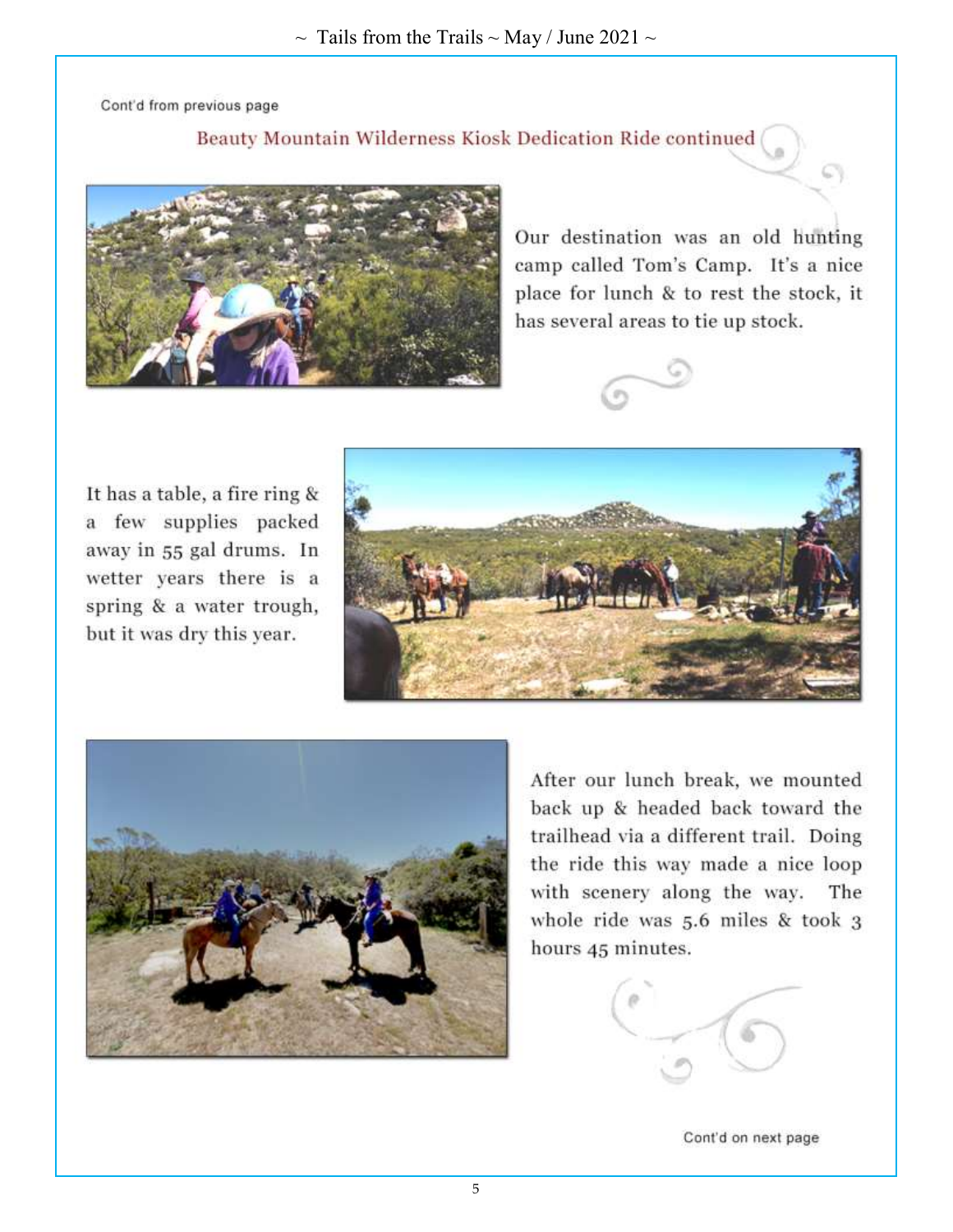Cont'd from previous page

## Beauty Mountain Wilderness Kiosk Dedication Ride continued

Our destination was an old hunting camp called Tom's Camp. It's a nice place for lunch & to rest the stock, it has several areas to tie up stock.

It has a table, a fire ring & a few supplies packed away in 55 gal drums. In wetter years there is a spring & a water trough, but it was dry this year.

After our lunch break, we mounted back up & headed back toward the trailhead via a different trail. Doing the ride this way made a nice loop with scenery along the way. The whole ride was 5.6 miles & took 3 hours 45 minutes.

Cont'd on next page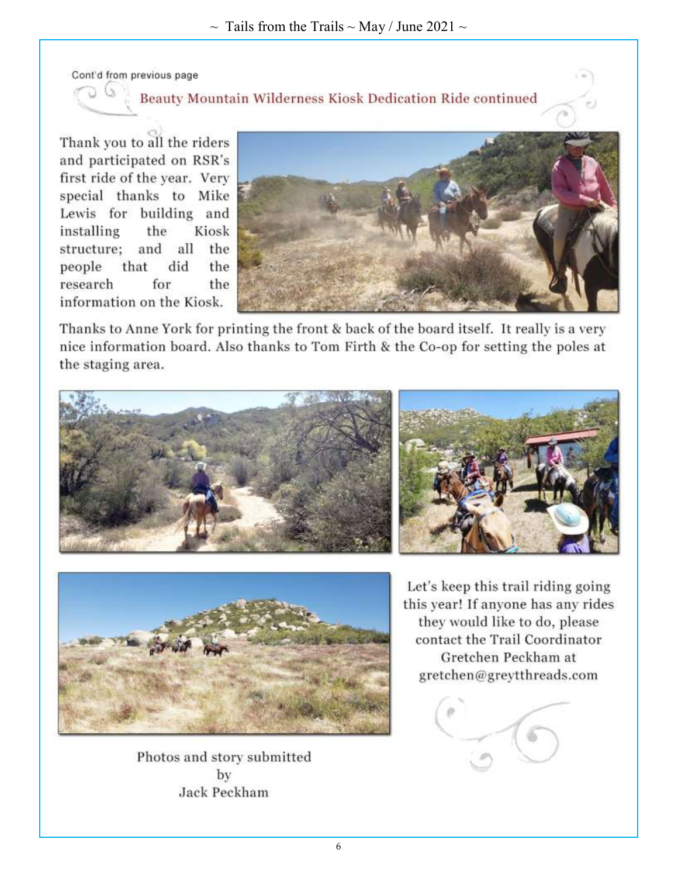Cont'd from previous page

## Beauty Mountain Wilderness Kiosk Dedication Ride continued

Thank you to all the riders and participated on RSR's first ride of the year. Very special thanks to Mike Lewis for building and installing the Kiosk structure; and all the people that did the research for the information on the Kiosk.

Thanks to Anne York for printing the front & back of the board itself. It really is a very nice information board. Also thanks to Tom Firth & the Co-op for setting the poles at the staging area.

Let's keep this trail riding going this year! If anyone has any rides they would like to do, please contact the Trail Coordinator Gretchen Peckham at gretchen@greytthreads.com

Photos and story submitted
by
Jack Peckham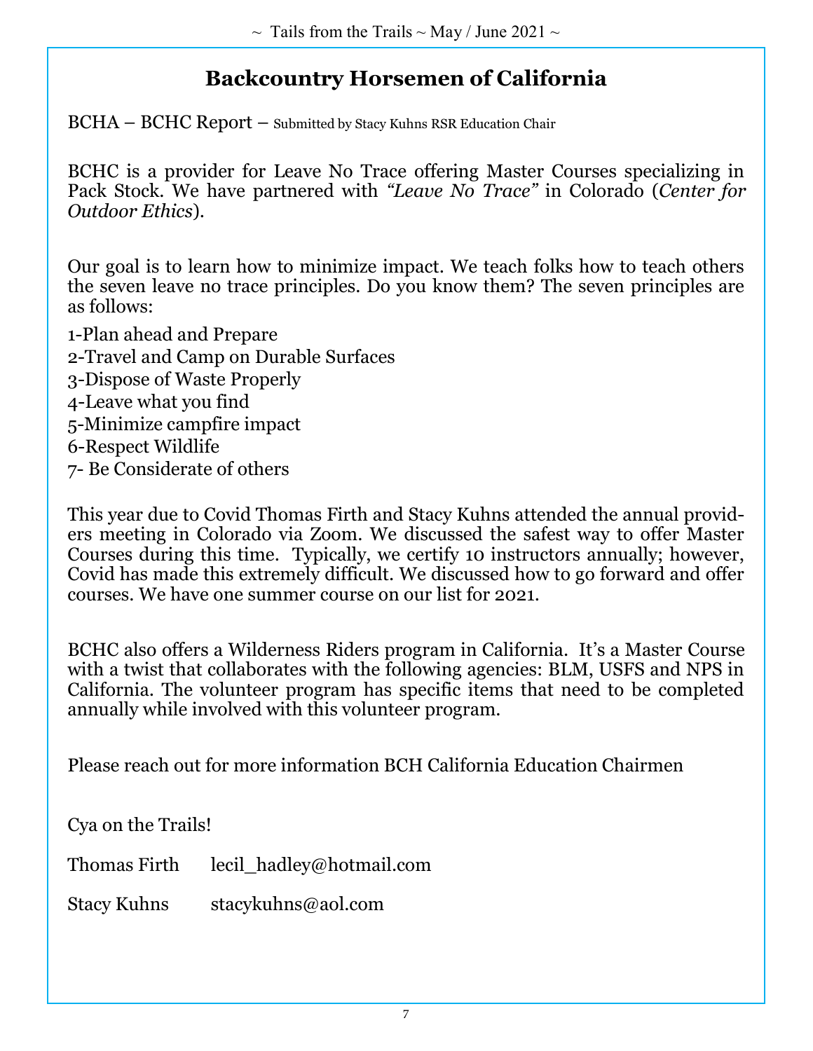# Backcountry Horsemen of California

BCHA – BCHC Report – Submitted by Stacy Kuhns RSR Education Chair

BCHC is a provider for Leave No Trace offering Master Courses specializing in Pack Stock. We have partnered with *"Leave No Trace"* in Colorado (*Center for Outdoor Ethics*).

Our goal is to learn how to minimize impact. We teach folks how to teach others the seven leave no trace principles. Do you know them? The seven principles are as follows:

1-Plan ahead and Prepare
2-Travel and Camp on Durable Surfaces
3-Dispose of Waste Properly
4-Leave what you find
5-Minimize campfire impact
6-Respect Wildlife
7- Be Considerate of others

This year due to Covid Thomas Firth and Stacy Kuhns attended the annual providers meeting in Colorado via Zoom. We discussed the safest way to offer Master Courses during this time. Typically, we certify 10 instructors annually; however, Covid has made this extremely difficult. We discussed how to go forward and offer courses. We have one summer course on our list for 2021.

BCHC also offers a Wilderness Riders program in California. It's a Master Course with a twist that collaborates with the following agencies: BLM, USFS and NPS in California. The volunteer program has specific items that need to be completed annually while involved with this volunteer program.

Please reach out for more information BCH California Education Chairmen

Cya on the Trails!

Thomas Firth lecil_hadley@hotmail.com

Stacy Kuhns stacykuhns@aol.com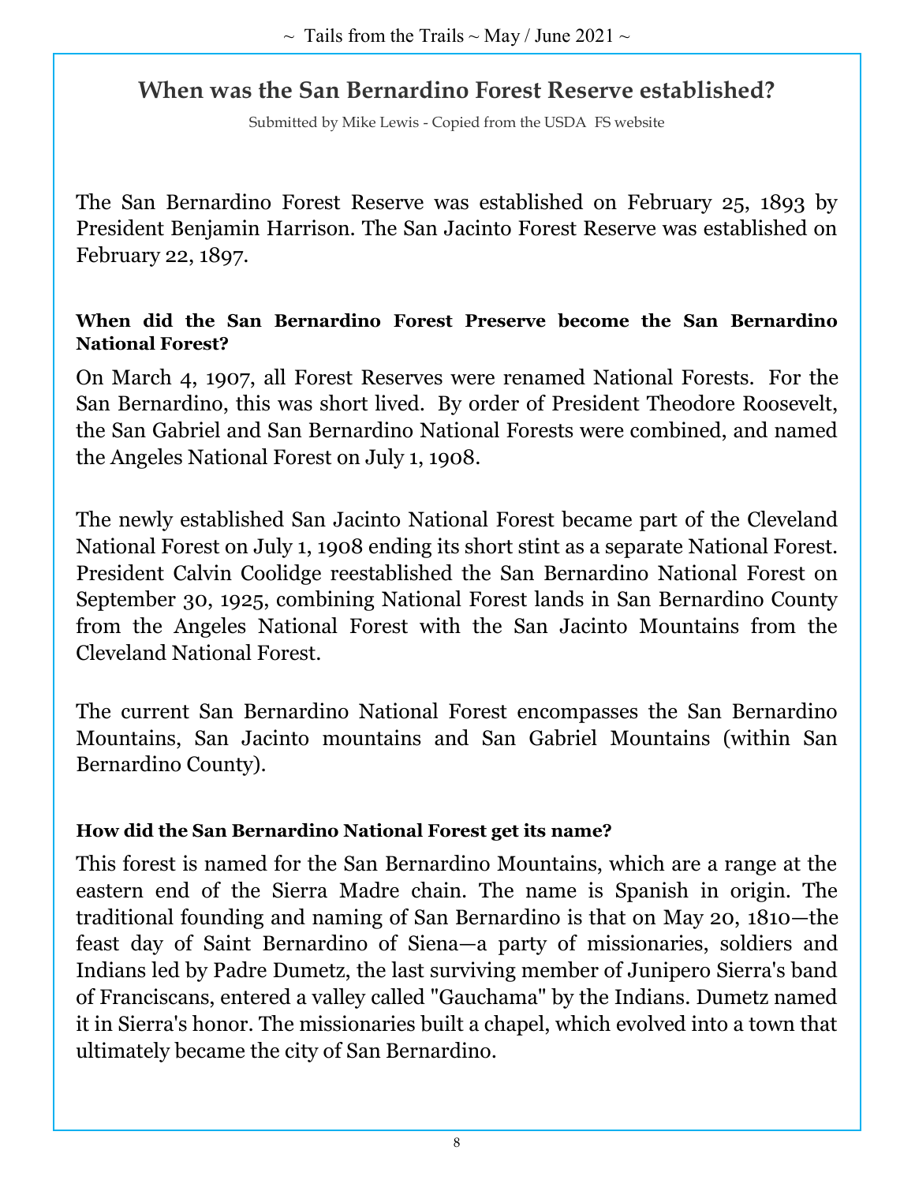## When was the San Bernardino Forest Reserve established?

Submitted by Mike Lewis - Copied from the USDA FS website

The San Bernardino Forest Reserve was established on February 25, 1893 by President Benjamin Harrison. The San Jacinto Forest Reserve was established on February 22, 1897.

**When did the San Bernardino Forest Preserve become the San Bernardino National Forest?**

On March 4, 1907, all Forest Reserves were renamed National Forests. For the San Bernardino, this was short lived. By order of President Theodore Roosevelt, the San Gabriel and San Bernardino National Forests were combined, and named the Angeles National Forest on July 1, 1908.

The newly established San Jacinto National Forest became part of the Cleveland National Forest on July 1, 1908 ending its short stint as a separate National Forest. President Calvin Coolidge reestablished the San Bernardino National Forest on September 30, 1925, combining National Forest lands in San Bernardino County from the Angeles National Forest with the San Jacinto Mountains from the Cleveland National Forest.

The current San Bernardino National Forest encompasses the San Bernardino Mountains, San Jacinto mountains and San Gabriel Mountains (within San Bernardino County).

**How did the San Bernardino National Forest get its name?**

This forest is named for the San Bernardino Mountains, which are a range at the eastern end of the Sierra Madre chain. The name is Spanish in origin. The traditional founding and naming of San Bernardino is that on May 20, 1810—the feast day of Saint Bernardino of Siena—a party of missionaries, soldiers and Indians led by Padre Dumetz, the last surviving member of Junipero Sierra's band of Franciscans, entered a valley called "Gauchama" by the Indians. Dumetz named it in Sierra's honor. The missionaries built a chapel, which evolved into a town that ultimately became the city of San Bernardino.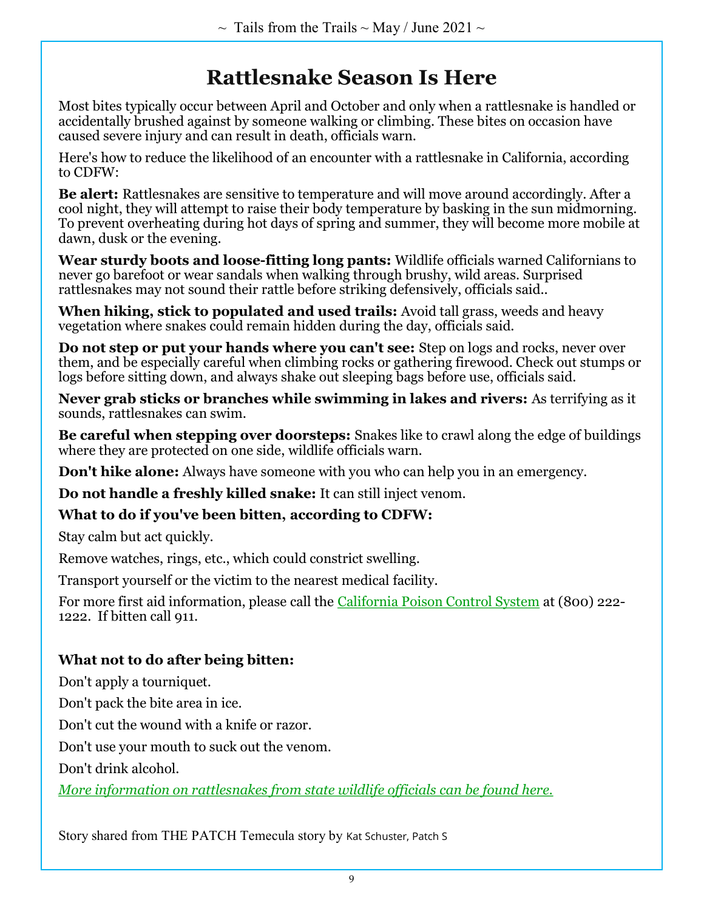# Rattlesnake Season Is Here

Most bites typically occur between April and October and only when a rattlesnake is handled or accidentally brushed against by someone walking or climbing. These bites on occasion have caused severe injury and can result in death, officials warn.

Here's how to reduce the likelihood of an encounter with a rattlesnake in California, according to CDFW:

**Be alert:** Rattlesnakes are sensitive to temperature and will move around accordingly. After a cool night, they will attempt to raise their body temperature by basking in the sun midmorning. To prevent overheating during hot days of spring and summer, they will become more mobile at dawn, dusk or the evening.

**Wear sturdy boots and loose-fitting long pants:** Wildlife officials warned Californians to never go barefoot or wear sandals when walking through brushy, wild areas. Surprised rattlesnakes may not sound their rattle before striking defensively, officials said..

**When hiking, stick to populated and used trails:** Avoid tall grass, weeds and heavy vegetation where snakes could remain hidden during the day, officials said.

**Do not step or put your hands where you can't see:** Step on logs and rocks, never over them, and be especially careful when climbing rocks or gathering firewood. Check out stumps or logs before sitting down, and always shake out sleeping bags before use, officials said.

**Never grab sticks or branches while swimming in lakes and rivers:** As terrifying as it sounds, rattlesnakes can swim.

**Be careful when stepping over doorsteps:** Snakes like to crawl along the edge of buildings where they are protected on one side, wildlife officials warn.

**Don't hike alone:** Always have someone with you who can help you in an emergency.

**Do not handle a freshly killed snake:** It can still inject venom.

**What to do if you've been bitten, according to CDFW:**

Stay calm but act quickly.

Remove watches, rings, etc., which could constrict swelling.

Transport yourself or the victim to the nearest medical facility.

For more first aid information, please call the California Poison Control System at (800) 222-1222. If bitten call 911.

**What not to do after being bitten:**

Don't apply a tourniquet.

Don't pack the bite area in ice.

Don't cut the wound with a knife or razor.

Don't use your mouth to suck out the venom.

Don't drink alcohol.

*More information on rattlesnakes from state wildlife officials can be found here.*

Story shared from THE PATCH Temecula story by Kat Schuster, Patch S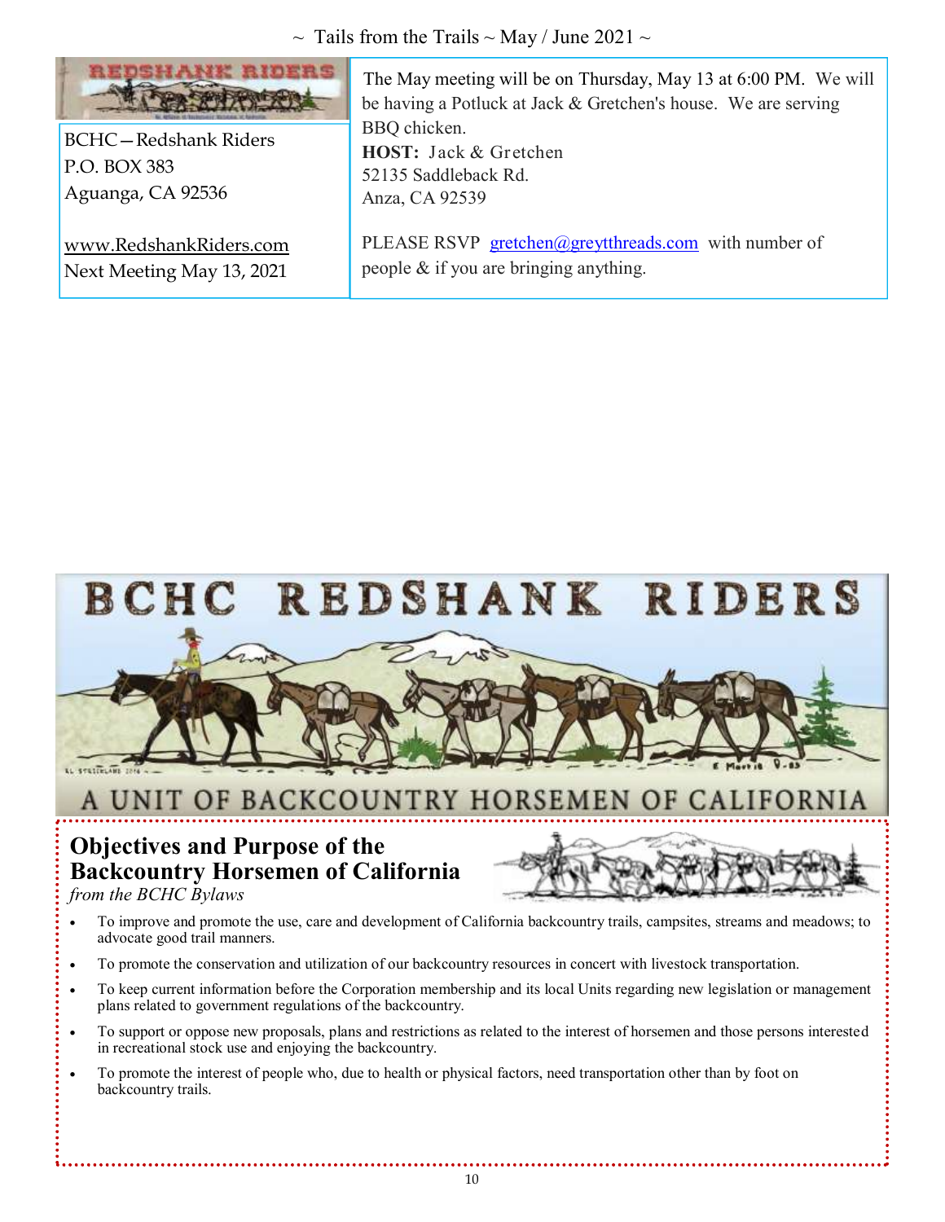BCHC—Redshank Riders
P.O. BOX 383
Aguanga, CA 92536

www.RedshankRiders.com
Next Meeting May 13, 2021

The May meeting will be on Thursday, May 13 at 6:00 PM. We will be having a Potluck at Jack & Gretchen's house. We are serving BBQ chicken.
**HOST:** Jack & Gretchen
52135 Saddleback Rd.
Anza, CA 92539

PLEASE RSVP gretchen@greytthreads.com with number of people & if you are bringing anything.

## Objectives and Purpose of the Backcountry Horsemen of California

*from the BCHC Bylaws*

- To improve and promote the use, care and development of California backcountry trails, campsites, streams and meadows; to advocate good trail manners.
- To promote the conservation and utilization of our backcountry resources in concert with livestock transportation.
- To keep current information before the Corporation membership and its local Units regarding new legislation or management plans related to government regulations of the backcountry.
- To support or oppose new proposals, plans and restrictions as related to the interest of horsemen and those persons interested in recreational stock use and enjoying the backcountry.
- To promote the interest of people who, due to health or physical factors, need transportation other than by foot on backcountry trails.